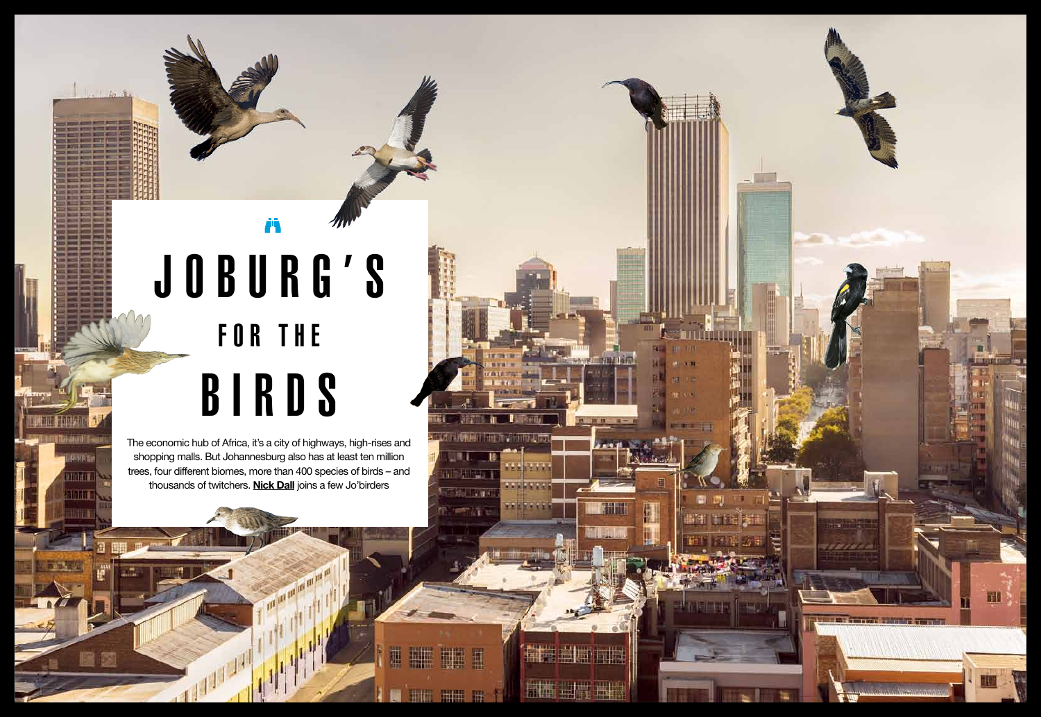# JOBURG'S FOR THE BIRDS

The economic hub of Africa, it's a city of highways, high-rises and shopping malls. But Johannesburg also has at least ten million trees, four different biomes, more than 400 species of birds – and thousands of twitchers. **Nick Dall** joins a few Jo'birders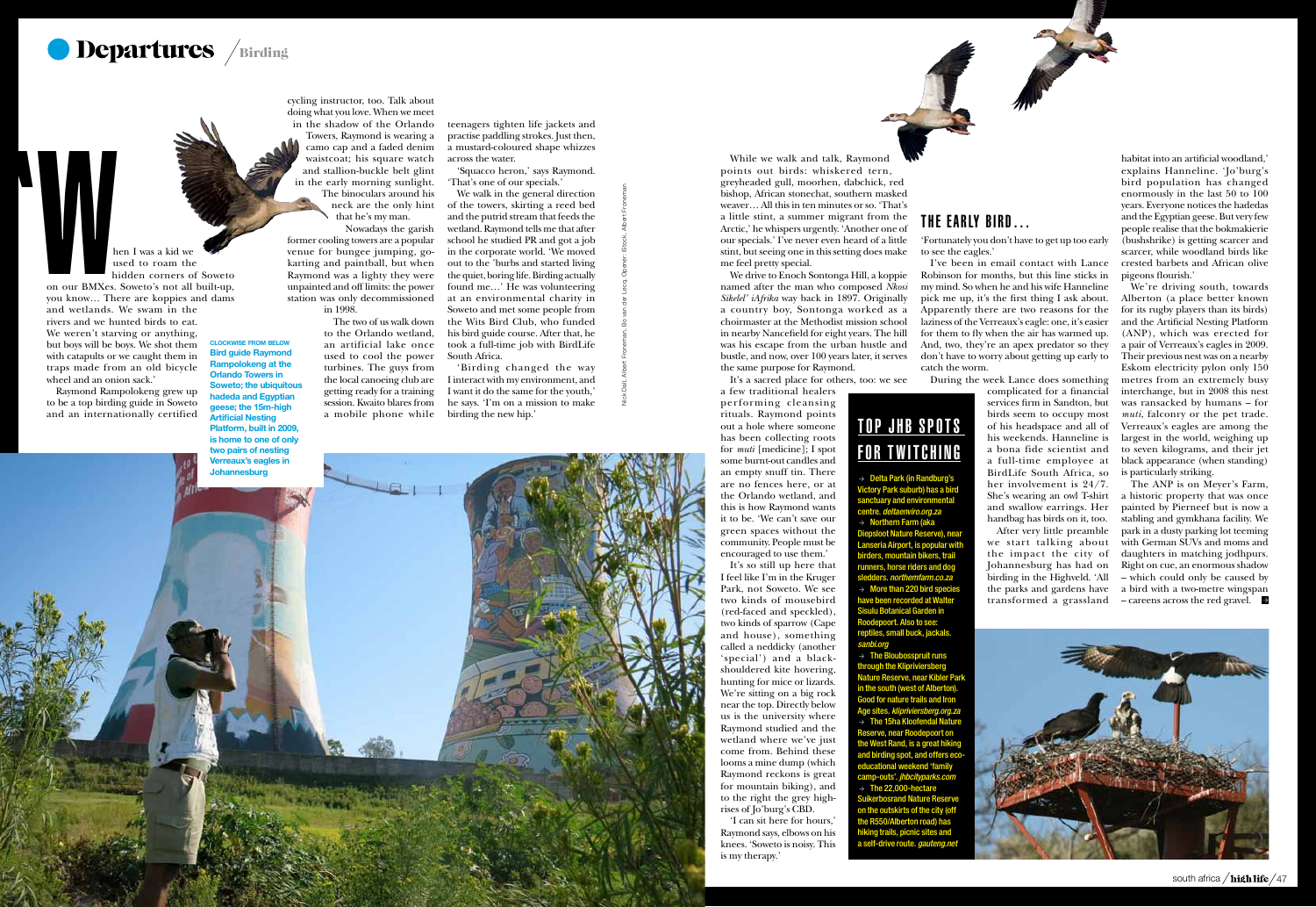'When I was a kid we used to roam the hidden corners of Soweto on our BMXes. Soweto's not all built-up, you know… There are koppies and dams and wetlands. We swam in the rivers and we hunted birds to eat. We weren't starving or anything, but boys will be boys. We shot them with catapults or we caught them in traps made from an old bicycle wheel and an onion sack.'

Raymond Rampolokeng grew up to be a top birding guide in Soweto and an internationally certified cycling instructor, too. Talk about doing what you love. When we meet in the shadow of the Orlando Towers, Raymond is wearing a camo cap and a faded denim waistcoat; his square watch and stallion-buckle belt glint in the early morning sunlight. The binoculars around his neck are the only hint that he's my man.

Nowadays the garish former cooling towers are a popular venue for bungee jumping, go-karting and paintball, but when Raymond was a lighty they were unpainted and off limits: the power station was only decommissioned in 1998.

The two of us walk down to the Orlando wetland, an artificial lake once used to cool the power turbines. The guys from the local canoeing club are getting ready for a training session. Kwaito blares from a mobile phone while teenagers tighten life jackets and practise paddling strokes. Just then, a mustard-coloured shape whizzes across the water.

'Squacco heron,' says Raymond. 'That's one of our specials.'

We walk in the general direction of the towers, skirting a reed bed and the putrid stream that feeds the wetland. Raymond tells me that after school he studied PR and got a job in the corporate world. 'We moved out to the 'burbs and started living the quiet, boring life. Birding actually found me…' He was volunteering at an environmental charity in Soweto and met some people from the Wits Bird Club, who funded his bird guide course. After that, he took a full-time job with BirdLife South Africa.

'Birding changed the way I interact with my environment, and I want it do the same for the youth,' he says. 'I'm on a mission to make birding the new hip.'

**CLOCKWISE FROM BELOW** Bird guide Raymond Rampolokeng at the Orlando Towers in Soweto; the ubiquitous hadeda and Egyptian geese; the 15m-high Artificial Nesting Platform, built in 2009, is home to one of only two pairs of nesting Verreaux's eagles in Johannesburg

Nick Dall; Albert Froneman; Bo van der Lecq; Opener: iStock; Albert Froneman

While we walk and talk, Raymond points out birds: whiskered tern, greyheaded gull, moorhen, dabchick, red bishop, African stonechat, southern masked weaver… All this in ten minutes or so. 'That's a little stint, a summer migrant from the Arctic,' he whispers urgently. 'Another one of our specials.' I've never even heard of a little stint, but seeing one in this setting does make me feel pretty special.

We drive to Enoch Sontonga Hill, a koppie named after the man who composed *Nkosi Sikelel' iAfrika* way back in 1897. Originally a country boy, Sontonga worked as a choirmaster at the Methodist mission school in nearby Nancefield for eight years. The hill was his escape from the urban hustle and bustle, and now, over 100 years later, it serves the same purpose for Raymond.

It's a sacred place for others, too: we see a few traditional healers performing cleansing rituals. Raymond points out a hole where someone has been collecting roots for *muti* [medicine]; I spot some burnt-out candles and an empty snuff tin. There are no fences here, or at the Orlando wetland, and this is how Raymond wants it to be. 'We can't save our green spaces without the community. People must be encouraged to use them.'

It's so still up here that I feel like I'm in the Kruger Park, not Soweto. We see two kinds of mousebird (red-faced and speckled), two kinds of sparrow (Cape and house), something called a neddicky (another 'special') and a black-shouldered kite hovering, hunting for mice or lizards. We're sitting on a big rock near the top. Directly below us is the university where Raymond studied and the wetland where we've just come from. Behind these looms a mine dump (which Raymond reckons is great for mountain biking), and to the right the grey high-rises of Jo'burg's CBD.

'I can sit here for hours,' Raymond says, elbows on his knees. 'Soweto is noisy. This is my therapy.'

## THE EARLY BIRD…

'Fortunately you don't have to get up too early to see the eagles.'

I've been in email contact with Lance Robinson for months, but this line sticks in my mind. So when he and his wife Hanneline pick me up, it's the first thing I ask about. Apparently there are two reasons for the laziness of the Verreaux's eagle: one, it's easier for them to fly when the air has warmed up. And, two, they're an apex predator so they don't have to worry about getting up early to catch the worm.

During the week Lance does something complicated for a financial services firm in Sandton, but birds seem to occupy most of his headspace and all of his weekends. Hanneline is a bona fide scientist and a full-time employee at BirdLife South Africa, so her involvement is 24/7. She's wearing an owl T-shirt and swallow earrings. Her handbag has birds on it, too.

After very little preamble we start talking about the impact the city of Johannesburg has had on birding in the Highveld. 'All the parks and gardens have transformed a grassland habitat into an artificial woodland,' explains Hanneline. 'Jo'burg's bird population has changed enormously in the last 50 to 100 years. Everyone notices the hadedas and the Egyptian geese. But very few people realise that the bokmakierie (bushshrike) is getting scarcer and scarcer, while woodland birds like crested barbets and African olive pigeons flourish.'

We're driving south, towards Alberton (a place better known for its rugby players than its birds) and the Artificial Nesting Platform (ANP), which was erected for a pair of Verreaux's eagles in 2009. Their previous nest was on a nearby Eskom electricity pylon only 150 metres from an extremely busy interchange, but in 2008 this nest was ransacked by humans – for *muti*, falconry or the pet trade. Verreaux's eagles are among the largest in the world, weighing up to seven kilograms, and their jet black appearance (when standing) is particularly striking.

The ANP is on Meyer's Farm, a historic property that was once painted by Pierneef but is now a stabling and gymkhana facility. We park in a dusty parking lot teeming with German SUVs and moms and daughters in matching jodhpurs. Right on cue, an enormous shadow – which could only be caused by a bird with a two-metre wingspan – careens across the red gravel.

## TOP JHB SPOTS FOR TWITCHING

→ Delta Park (in Randburg's Victory Park suburb) has a bird sanctuary and environmental centre. *deltaenviro.org.za*

→ Northern Farm (aka Diepsloot Nature Reserve), near Lanseria Airport, is popular with birders, mountain bikers, trail runners, horse riders and dog sledders. *northernfarm.co.za*

→ More than 220 bird species have been recorded at Walter Sisulu Botanical Garden in Roodepoort. Also to see: reptiles, small buck, jackals. *sanbi.org*

→ The Bloubosspruit runs through the Klipriviersberg Nature Reserve, near Kibler Park in the south (west of Alberton). Good for nature trails and Iron Age sites. *klipriviersberg.org.za*

→ The 15ha Kloofendal Nature Reserve, near Roodepoort on the West Rand, is a great hiking and birding spot, and offers eco-educational weekend 'family camp-outs'. *jhbcityparks.com*

→ The 22,000-hectare Suikerbosrand Nature Reserve on the outskirts of the city (off the R550/Alberton road) has hiking trails, picnic sites and a self-drive route. *gauteng.net*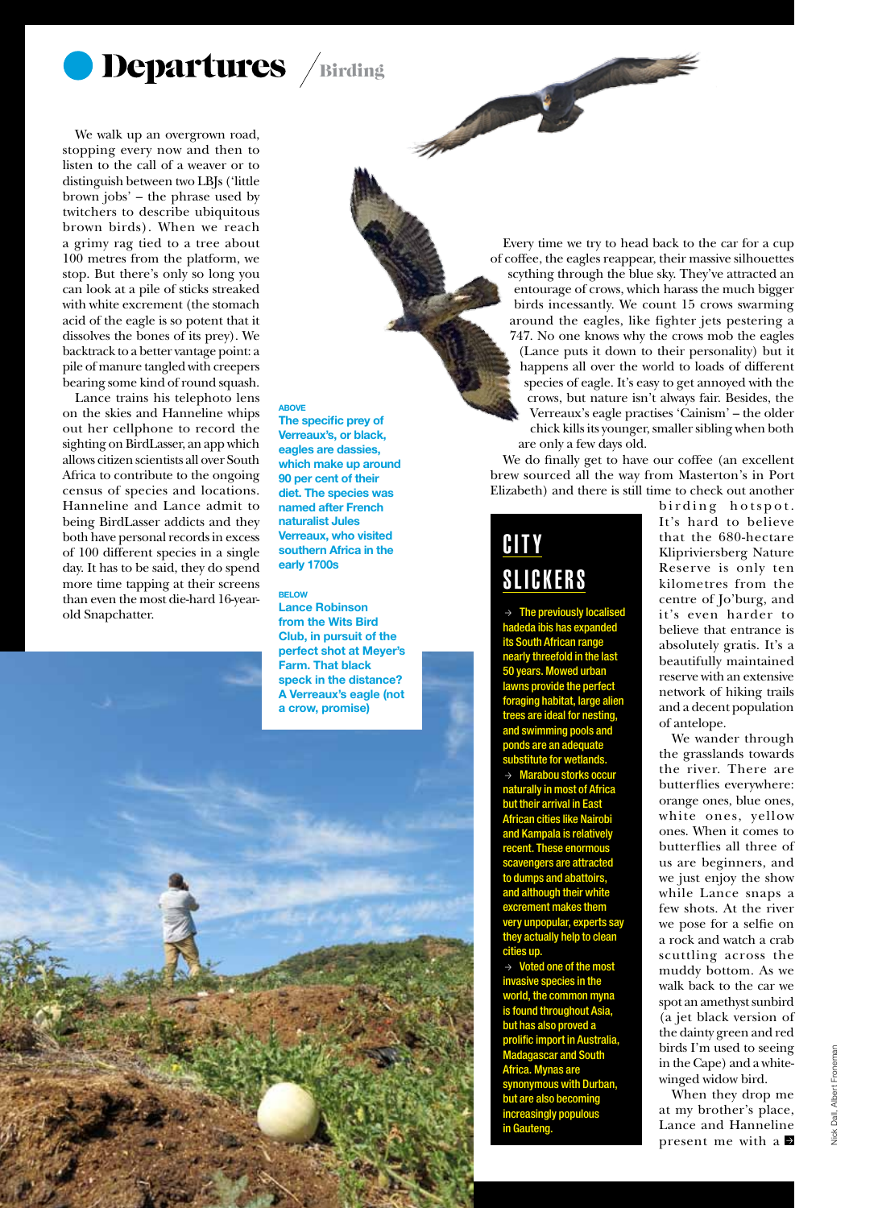We walk up an overgrown road, stopping every now and then to listen to the call of a weaver or to distinguish between two LBJs ('little brown jobs' – the phrase used by twitchers to describe ubiquitous brown birds). When we reach a grimy rag tied to a tree about 100 metres from the platform, we stop. But there's only so long you can look at a pile of sticks streaked with white excrement (the stomach acid of the eagle is so potent that it dissolves the bones of its prey). We backtrack to a better vantage point: a pile of manure tangled with creepers bearing some kind of round squash.

Lance trains his telephoto lens on the skies and Hanneline whips out her cellphone to record the sighting on BirdLasser, an app which allows citizen scientists all over South Africa to contribute to the ongoing census of species and locations. Hanneline and Lance admit to being BirdLasser addicts and they both have personal records in excess of 100 different species in a single day. It has to be said, they do spend more time tapping at their screens than even the most die-hard 16-year-old Snapchatter.

**ABOVE**
**The specific prey of Verreaux's, or black, eagles are dassies, which make up around 90 per cent of their diet. The species was named after French naturalist Jules Verreaux, who visited southern Africa in the early 1700s**

**BELOW**
**Lance Robinson from the Wits Bird Club, in pursuit of the perfect shot at Meyer's Farm. That black speck in the distance? A Verreaux's eagle (not a crow, promise)**

Every time we try to head back to the car for a cup of coffee, the eagles reappear, their massive silhouettes scything through the blue sky. They've attracted an entourage of crows, which harass the much bigger birds incessantly. We count 15 crows swarming around the eagles, like fighter jets pestering a 747. No one knows why the crows mob the eagles (Lance puts it down to their personality) but it happens all over the world to loads of different species of eagle. It's easy to get annoyed with the crows, but nature isn't always fair. Besides, the Verreaux's eagle practises 'Cainism' – the older chick kills its younger, smaller sibling when both are only a few days old.

We do finally get to have our coffee (an excellent brew sourced all the way from Masterton's in Port Elizabeth) and there is still time to check out another birding hotspot. It's hard to believe that the 680-hectare Klipriviersberg Nature Reserve is only ten kilometres from the centre of Jo'burg, and it's even harder to believe that entrance is absolutely gratis. It's a beautifully maintained reserve with an extensive network of hiking trails and a decent population of antelope.

We wander through the grasslands towards the river. There are butterflies everywhere: orange ones, blue ones, white ones, yellow ones. When it comes to butterflies all three of us are beginners, and we just enjoy the show while Lance snaps a few shots. At the river we pose for a selfie on a rock and watch a crab scuttling across the muddy bottom. As we walk back to the car we spot an amethyst sunbird (a jet black version of the dainty green and red birds I'm used to seeing in the Cape) and a white-winged widow bird.

When they drop me at my brother's place, Lance and Hanneline present me with a

## CITY SLICKERS

- The previously localised hadeda ibis has expanded its South African range nearly threefold in the last 50 years. Mowed urban lawns provide the perfect foraging habitat, large alien trees are ideal for nesting, and swimming pools and ponds are an adequate substitute for wetlands.
- Marabou storks occur naturally in most of Africa but their arrival in East African cities like Nairobi and Kampala is relatively recent. These enormous scavengers are attracted to dumps and abattoirs, and although their white excrement makes them very unpopular, experts say they actually help to clean cities up.
- Voted one of the most invasive species in the world, the common myna is found throughout Asia, but has also proved a prolific import in Australia, Madagascar and South Africa. Mynas are synonymous with Durban, but are also becoming increasingly populous in Gauteng.

Nick Dall, Albert Froneman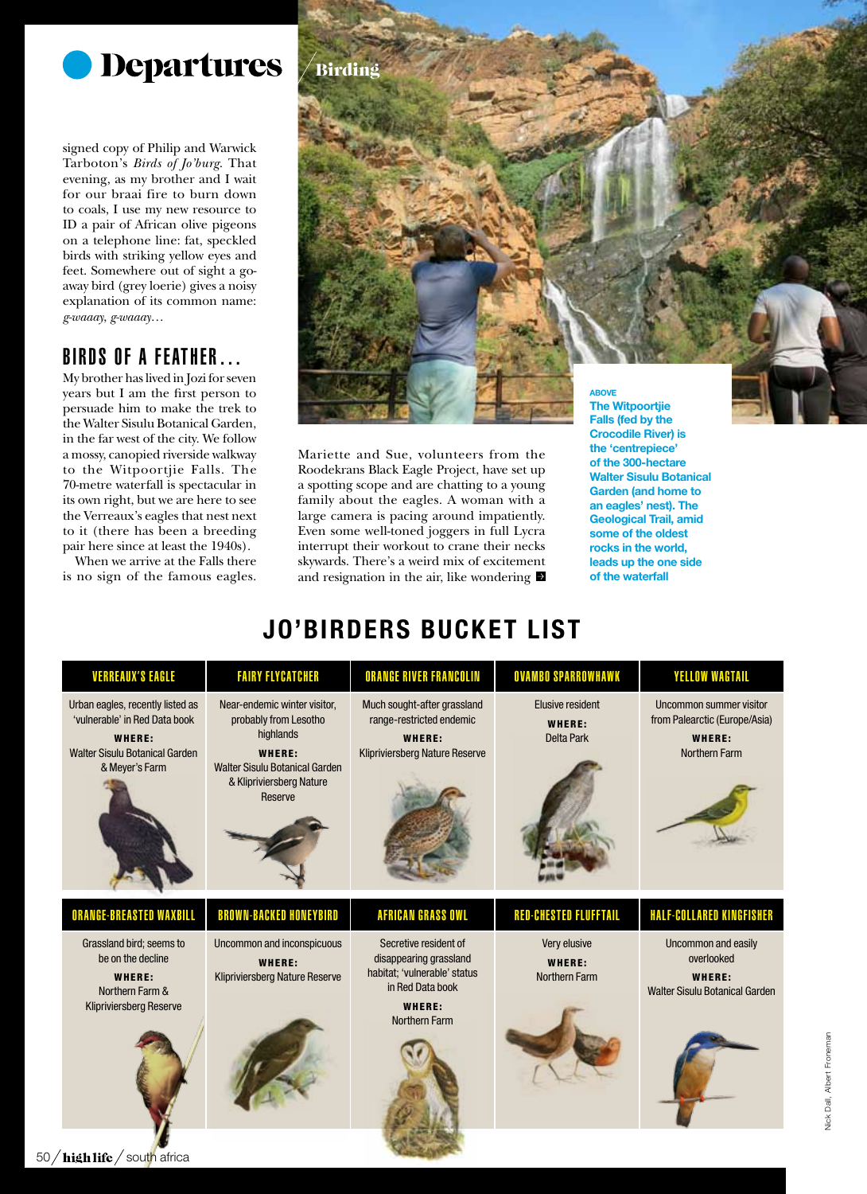signed copy of Philip and Warwick Tarboton's *Birds of Jo'burg*. That evening, as my brother and I wait for our braai fire to burn down to coals, I use my new resource to ID a pair of African olive pigeons on a telephone line: fat, speckled birds with striking yellow eyes and feet. Somewhere out of sight a go-away bird (grey loerie) gives a noisy explanation of its common name: *g-waaay, g-waaay…*

## BIRDS OF A FEATHER…

My brother has lived in Jozi for seven years but I am the first person to persuade him to make the trek to the Walter Sisulu Botanical Garden, in the far west of the city. We follow a mossy, canopied riverside walkway to the Witpoortjie Falls. The 70-metre waterfall is spectacular in its own right, but we are here to see the Verreaux's eagles that nest next to it (there has been a breeding pair here since at least the 1940s).

When we arrive at the Falls there is no sign of the famous eagles. Mariette and Sue, volunteers from the Roodekrans Black Eagle Project, have set up a spotting scope and are chatting to a young family about the eagles. A woman with a large camera is pacing around impatiently. Even some well-toned joggers in full Lycra interrupt their workout to crane their necks skywards. There's a weird mix of excitement and resignation in the air, like wondering

**ABOVE**
**The Witpoortjie Falls (fed by the Crocodile River) is the 'centrepiece' of the 300-hectare Walter Sisulu Botanical Garden (and home to an eagles' nest). The Geological Trail, amid some of the oldest rocks in the world, leads up the one side of the waterfall**

## JO'BIRDERS BUCKET LIST

| VERREAUX'S EAGLE | FAIRY FLYCATCHER | ORANGE RIVER FRANCOLIN | OVAMBO SPARROWHAWK | YELLOW WAGTAIL |
|---|---|---|---|---|
| Urban eagles, recently listed as 'vulnerable' in Red Data book **WHERE:** Walter Sisulu Botanical Garden & Meyer's Farm | Near-endemic winter visitor, probably from Lesotho highlands **WHERE:** Walter Sisulu Botanical Garden & Klipriviersberg Nature Reserve | Much sought-after grassland range-restricted endemic **WHERE:** Klipriviersberg Nature Reserve | Elusive resident **WHERE:** Delta Park | Uncommon summer visitor from Palearctic (Europe/Asia) **WHERE:** Northern Farm |

| ORANGE-BREASTED WAXBILL | BROWN-BACKED HONEYBIRD | AFRICAN GRASS OWL | RED-CHESTED FLUFFTAIL | HALF-COLLARED KINGFISHER |
|---|---|---|---|---|
| Grassland bird; seems to be on the decline **WHERE:** Northern Farm & Klipriviersberg Reserve | Uncommon and inconspicuous **WHERE:** Klipriviersberg Nature Reserve | Secretive resident of disappearing grassland habitat; 'vulnerable' status in Red Data book **WHERE:** Northern Farm | Very elusive **WHERE:** Northern Farm | Uncommon and easily overlooked **WHERE:** Walter Sisulu Botanical Garden |

Nick Dall, Albert Froneman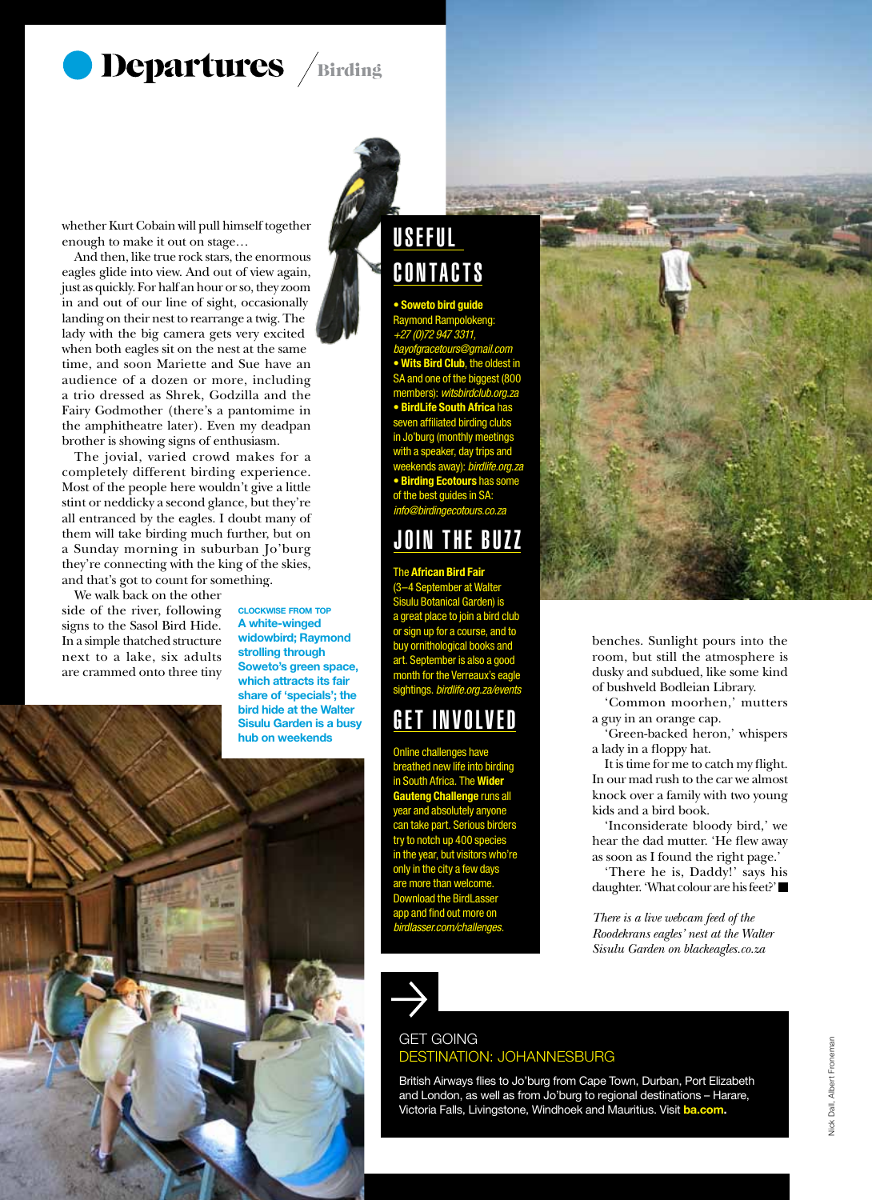whether Kurt Cobain will pull himself together enough to make it out on stage…

And then, like true rock stars, the enormous eagles glide into view. And out of view again, just as quickly. For half an hour or so, they zoom in and out of our line of sight, occasionally landing on their nest to rearrange a twig. The lady with the big camera gets very excited when both eagles sit on the nest at the same time, and soon Mariette and Sue have an audience of a dozen or more, including a trio dressed as Shrek, Godzilla and the Fairy Godmother (there's a pantomime in the amphitheatre later). Even my deadpan brother is showing signs of enthusiasm.

The jovial, varied crowd makes for a completely different birding experience. Most of the people here wouldn't give a little stint or neddicky a second glance, but they're all entranced by the eagles. I doubt many of them will take birding much further, but on a Sunday morning in suburban Jo'burg they're connecting with the king of the skies, and that's got to count for something.

We walk back on the other side of the river, following signs to the Sasol Bird Hide. In a simple thatched structure next to a lake, six adults are crammed onto three tiny benches. Sunlight pours into the room, but still the atmosphere is dusky and subdued, like some kind of bushveld Bodleian Library.

'Common moorhen,' mutters a guy in an orange cap.

'Green-backed heron,' whispers a lady in a floppy hat.

It is time for me to catch my flight. In our mad rush to the car we almost knock over a family with two young kids and a bird book.

'Inconsiderate bloody bird,' we hear the dad mutter. 'He flew away as soon as I found the right page.'

'There he is, Daddy!' says his daughter. 'What colour are his feet?' ■

*There is a live webcam feed of the Roodekrans eagles' nest at the Walter Sisulu Garden on blackeagles.co.za*

**CLOCKWISE FROM TOP**
**A white-winged widowbird; Raymond strolling through Soweto's green space, which attracts its fair share of 'specials'; the bird hide at the Walter Sisulu Garden is a busy hub on weekends**

## USEFUL CONTACTS

- **Soweto bird guide** Raymond Rampolokeng: *+27 (0)72 947 3311, bayofgracetours@gmail.com*
- **Wits Bird Club**, the oldest in SA and one of the biggest (800 members): *witsbirdclub.org.za*
- **BirdLife South Africa** has seven affiliated birding clubs in Jo'burg (monthly meetings with a speaker, day trips and weekends away): *birdlife.org.za*
- **Birding Ecotours** has some of the best guides in SA: *info@birdingecotours.co.za*

## JOIN THE BUZZ

The **African Bird Fair** (3–4 September at Walter Sisulu Botanical Garden) is a great place to join a bird club or sign up for a course, and to buy ornithological books and art. September is also a good month for the Verreaux's eagle sightings. *birdlife.org.za/events*

## GET INVOLVED

Online challenges have breathed new life into birding in South Africa. The **Wider Gauteng Challenge** runs all year and absolutely anyone can take part. Serious birders try to notch up 400 species in the year, but visitors who're only in the city a few days are more than welcome. Download the BirdLasser app and find out more on *birdlasser.com/challenges.*

## GET GOING
## DESTINATION: JOHANNESBURG

British Airways flies to Jo'burg from Cape Town, Durban, Port Elizabeth and London, as well as from Jo'burg to regional destinations – Harare, Victoria Falls, Livingstone, Windhoek and Mauritius. Visit **ba.com.**

Nick Dall, Albert Froneman